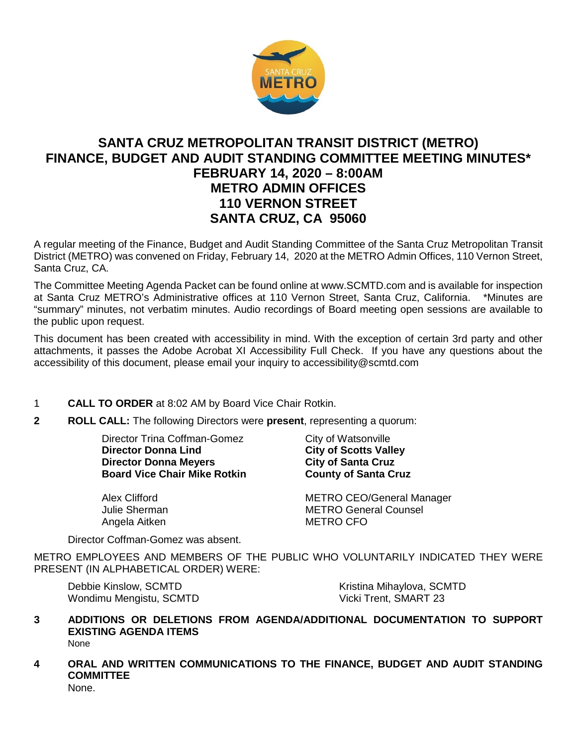# SANTA CRUZ METROPOLITAN TRANSIT DISTRICT (METRO)
# FINANCE, BUDGET AND AUDIT STANDING COMMITTEE MEETING MINUTES*
## FEBRUARY 14, 2020 – 8:00AM
## METRO ADMIN OFFICES
## 110 VERNON STREET
## SANTA CRUZ, CA 95060

A regular meeting of the Finance, Budget and Audit Standing Committee of the Santa Cruz Metropolitan Transit District (METRO) was convened on Friday, February 14, 2020 at the METRO Admin Offices, 110 Vernon Street, Santa Cruz, CA.

The Committee Meeting Agenda Packet can be found online at www.SCMTD.com and is available for inspection at Santa Cruz METRO's Administrative offices at 110 Vernon Street, Santa Cruz, California. *Minutes are "summary" minutes, not verbatim minutes. Audio recordings of Board meeting open sessions are available to the public upon request.

This document has been created with accessibility in mind. With the exception of certain 3rd party and other attachments, it passes the Adobe Acrobat XI Accessibility Full Check. If you have any questions about the accessibility of this document, please email your inquiry to accessibility@scmtd.com

1 **CALL TO ORDER** at 8:02 AM by Board Vice Chair Rotkin.

**2 ROLL CALL:** The following Directors were **present**, representing a quorum:

| | |
|---|---|
| Director Trina Coffman-Gomez | City of Watsonville |
| **Director Donna Lind** | **City of Scotts Valley** |
| **Director Donna Meyers** | **City of Santa Cruz** |
| **Board Vice Chair Mike Rotkin** | **County of Santa Cruz** |
| | |
| Alex Clifford | METRO CEO/General Manager |
| Julie Sherman | METRO General Counsel |
| Angela Aitken | METRO CFO |

Director Coffman-Gomez was absent.

METRO EMPLOYEES AND MEMBERS OF THE PUBLIC WHO VOLUNTARILY INDICATED THEY WERE PRESENT (IN ALPHABETICAL ORDER) WERE:

| | |
|---|---|
| Debbie Kinslow, SCMTD | Kristina Mihaylova, SCMTD |
| Wondimu Mengistu, SCMTD | Vicki Trent, SMART 23 |

**3 ADDITIONS OR DELETIONS FROM AGENDA/ADDITIONAL DOCUMENTATION TO SUPPORT EXISTING AGENDA ITEMS**

None

**4 ORAL AND WRITTEN COMMUNICATIONS TO THE FINANCE, BUDGET AND AUDIT STANDING COMMITTEE**

None.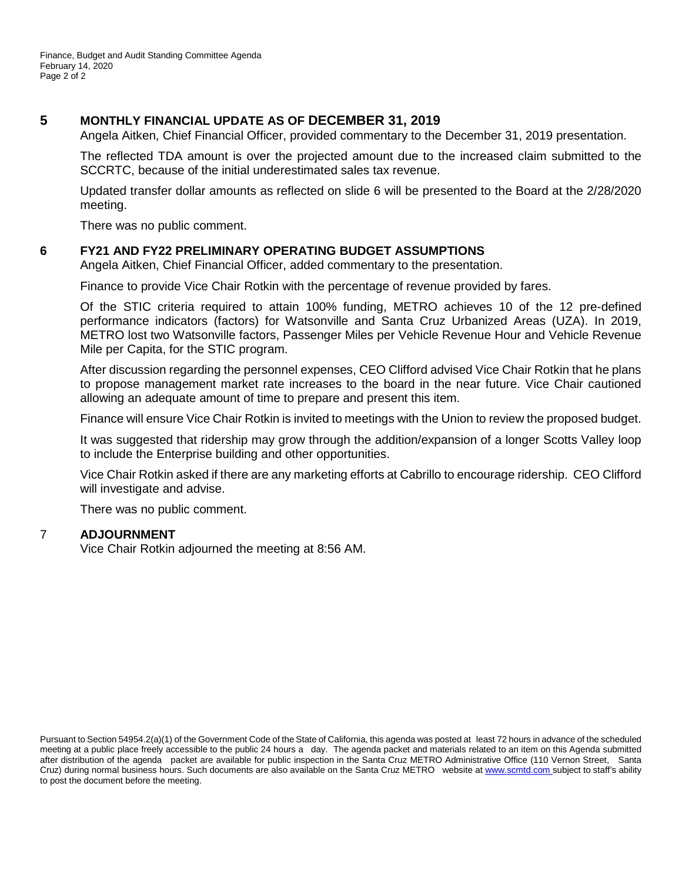## 5 MONTHLY FINANCIAL UPDATE AS OF DECEMBER 31, 2019

Angela Aitken, Chief Financial Officer, provided commentary to the December 31, 2019 presentation.

The reflected TDA amount is over the projected amount due to the increased claim submitted to the SCCRTC, because of the initial underestimated sales tax revenue.

Updated transfer dollar amounts as reflected on slide 6 will be presented to the Board at the 2/28/2020 meeting.

There was no public comment.

## 6 FY21 AND FY22 PRELIMINARY OPERATING BUDGET ASSUMPTIONS

Angela Aitken, Chief Financial Officer, added commentary to the presentation.

Finance to provide Vice Chair Rotkin with the percentage of revenue provided by fares.

Of the STIC criteria required to attain 100% funding, METRO achieves 10 of the 12 pre-defined performance indicators (factors) for Watsonville and Santa Cruz Urbanized Areas (UZA). In 2019, METRO lost two Watsonville factors, Passenger Miles per Vehicle Revenue Hour and Vehicle Revenue Mile per Capita, for the STIC program.

After discussion regarding the personnel expenses, CEO Clifford advised Vice Chair Rotkin that he plans to propose management market rate increases to the board in the near future. Vice Chair cautioned allowing an adequate amount of time to prepare and present this item.

Finance will ensure Vice Chair Rotkin is invited to meetings with the Union to review the proposed budget.

It was suggested that ridership may grow through the addition/expansion of a longer Scotts Valley loop to include the Enterprise building and other opportunities.

Vice Chair Rotkin asked if there are any marketing efforts at Cabrillo to encourage ridership. CEO Clifford will investigate and advise.

There was no public comment.

## 7 ADJOURNMENT

Vice Chair Rotkin adjourned the meeting at 8:56 AM.

Pursuant to Section 54954.2(a)(1) of the Government Code of the State of California, this agenda was posted at least 72 hours in advance of the scheduled meeting at a public place freely accessible to the public 24 hours a day. The agenda packet and materials related to an item on this Agenda submitted after distribution of the agenda packet are available for public inspection in the Santa Cruz METRO Administrative Office (110 Vernon Street, Santa Cruz) during normal business hours. Such documents are also available on the Santa Cruz METRO website at www.scmtd.com subject to staff's ability to post the document before the meeting.